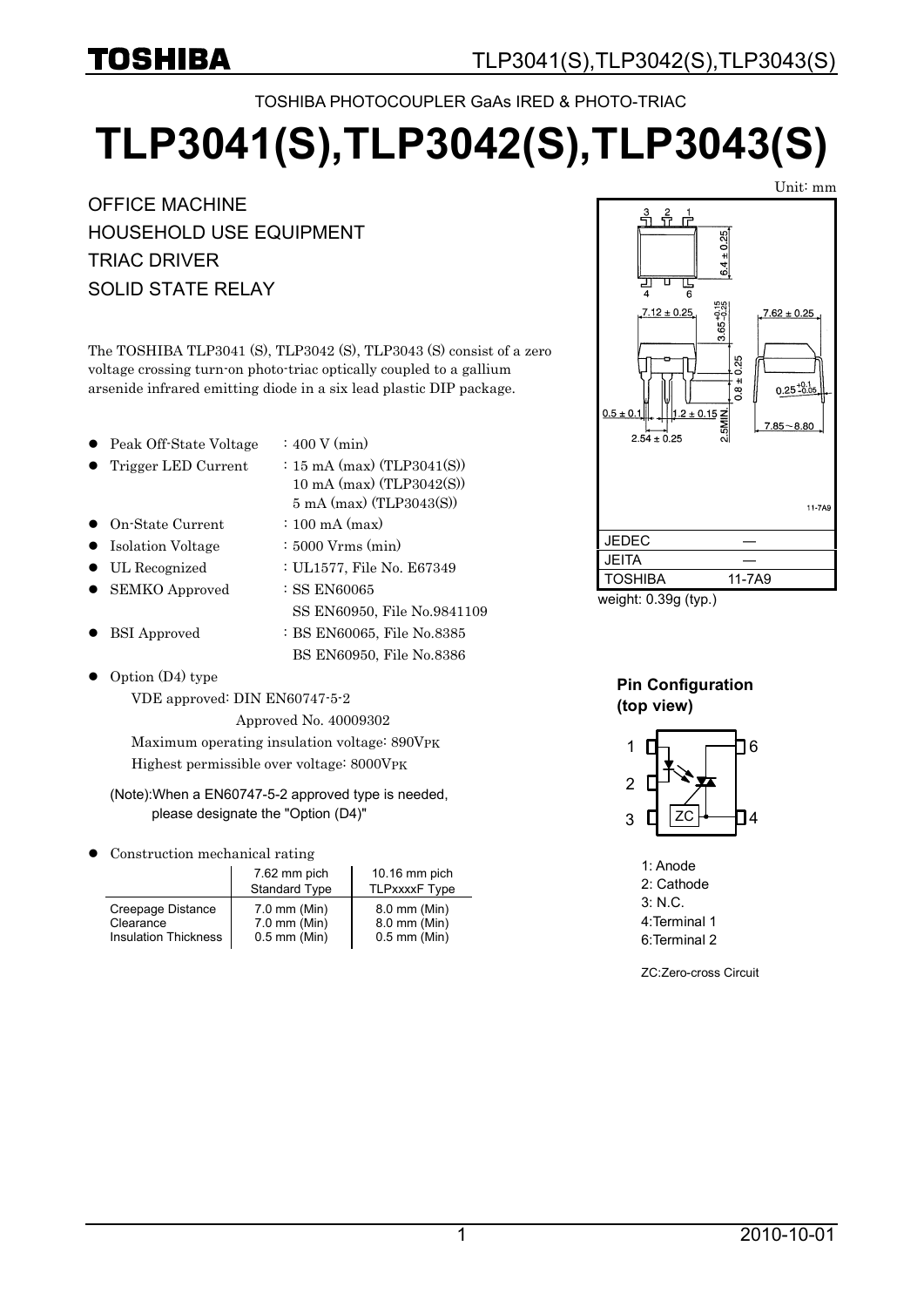TOSHIBA PHOTOCOUPLER GaAs IRED & PHOTO-TRIAC

# TLP3041(S),TLP3042(S),TLP3043(S)

OFFICE MACHINE
HOUSEHOLD USE EQUIPMENT
TRIAC DRIVER
SOLID STATE RELAY

The TOSHIBA TLP3041 (S), TLP3042 (S), TLP3043 (S) consist of a zero voltage crossing turn-on photo-triac optically coupled to a gallium arsenide infrared emitting diode in a six lead plastic DIP package.

- Peak Off-State Voltage : 400 V (min)
- Trigger LED Current : 15 mA (max) (TLP3041(S))
  10 mA (max) (TLP3042(S))
  5 mA (max) (TLP3043(S))
- On-State Current : 100 mA (max)
- Isolation Voltage : 5000 Vrms (min)
- UL Recognized : UL1577, File No. E67349
- SEMKO Approved : SS EN60065
  SS EN60950, File No.9841109
- BSI Approved : BS EN60065, File No.8385
  BS EN60950, File No.8386
- Option (D4) type
  VDE approved: DIN EN60747-5-2
  Approved No. 40009302
  Maximum operating insulation voltage: 890$V_{PK}$
  Highest permissible over voltage: 8000$V_{PK}$

(Note):When a EN60747-5-2 approved type is needed, please designate the "Option (D4)"

- Construction mechanical rating

| | 7.62 mm pich Standard Type | 10.16 mm pich TLPxxxxF Type |
|---|---|---|
| Creepage Distance | 7.0 mm (Min) | 8.0 mm (Min) |
| Clearance | 7.0 mm (Min) | 8.0 mm (Min) |
| Insulation Thickness | 0.5 mm (Min) | 0.5 mm (Min) |

Unit: mm

6.4 ± 0.25
7.12 ± 0.25
$3.65^{+0.15}_{-0.25}$
7.62 ± 0.25
0.8 ± 0.25
$0.25^{+0.1}_{-0.05}$
0.5 ± 0.1
1.2 ± 0.15
2.5MIN.
7.85～8.80
2.54 ± 0.25

11-7A9

| | |
|---|---|
| JEDEC | ― |
| JEITA | ― |
| TOSHIBA | 11-7A9 |

weight: 0.39g (typ.)

**Pin Configuration (top view)**

1: Anode
2: Cathode
3: N.C.
4:Terminal 1
6:Terminal 2

ZC:Zero-cross Circuit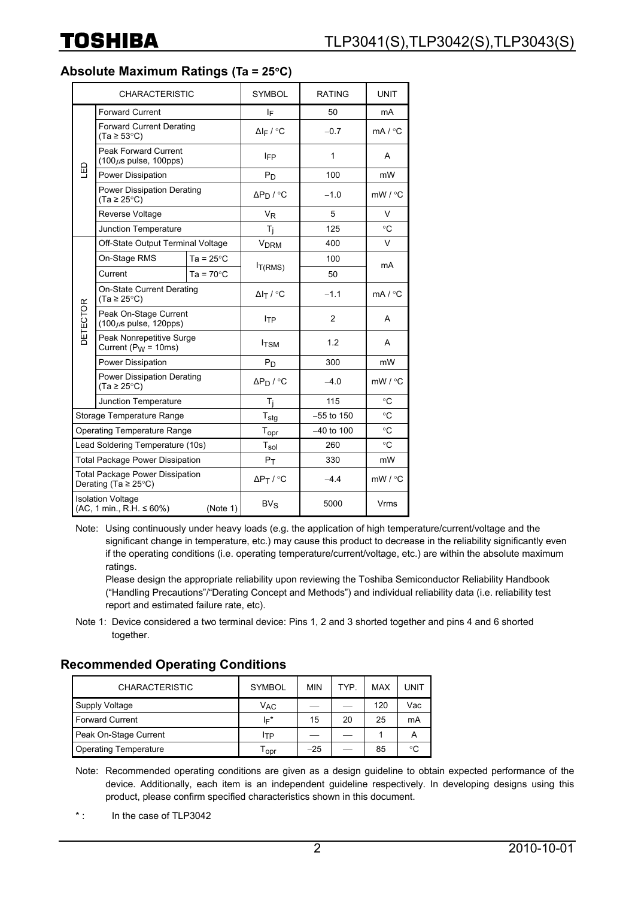## Absolute Maximum Ratings (Ta = 25°C)

| CHARACTERISTIC | | | SYMBOL | RATING | UNIT |
|---|---|---|---|---|---|
| LED | Forward Current | | $I_F$ | 50 | mA |
| | Forward Current Derating (Ta ≥ 53°C) | | $\Delta I_F$ / °C | −0.7 | mA / °C |
| | Peak Forward Current (100μs pulse, 100pps) | | $I_{FP}$ | 1 | A |
| | Power Dissipation | | $P_D$ | 100 | mW |
| | Power Dissipation Derating (Ta ≥ 25°C) | | $\Delta P_D$ / °C | −1.0 | mW / °C |
| | Reverse Voltage | | $V_R$ | 5 | V |
| | Junction Temperature | | $T_j$ | 125 | °C |
| DETECTOR | Off-State Output Terminal Voltage | | $V_{DRM}$ | 400 | V |
| | On-Stage RMS Current | Ta = 25°C | $I_{T(RMS)}$ | 100 | mA |
| | | Ta = 70°C | | 50 | |
| | On-State Current Derating (Ta ≥ 25°C) | | $\Delta I_T$ / °C | −1.1 | mA / °C |
| | Peak On-Stage Current (100μs pulse, 120pps) | | $I_{TP}$ | 2 | A |
| | Peak Nonrepetitive Surge Current ($P_W$ = 10ms) | | $I_{TSM}$ | 1.2 | A |
| | Power Dissipation | | $P_D$ | 300 | mW |
| | Power Dissipation Derating (Ta ≥ 25°C) | | $\Delta P_D$ / °C | −4.0 | mW / °C |
| | Junction Temperature | | $T_j$ | 115 | °C |
| Storage Temperature Range | | | $T_{stg}$ | −55 to 150 | °C |
| Operating Temperature Range | | | $T_{opr}$ | −40 to 100 | °C |
| Lead Soldering Temperature (10s) | | | $T_{sol}$ | 260 | °C |
| Total Package Power Dissipation | | | $P_T$ | 330 | mW |
| Total Package Power Dissipation Derating (Ta ≥ 25°C) | | | $\Delta P_T$ / °C | −4.4 | mW / °C |
| Isolation Voltage (AC, 1 min., R.H. ≤ 60%) (Note 1) | | | $BV_S$ | 5000 | Vrms |

Note: Using continuously under heavy loads (e.g. the application of high temperature/current/voltage and the significant change in temperature, etc.) may cause this product to decrease in the reliability significantly even if the operating conditions (i.e. operating temperature/current/voltage, etc.) are within the absolute maximum ratings.
Please design the appropriate reliability upon reviewing the Toshiba Semiconductor Reliability Handbook ("Handling Precautions"/"Derating Concept and Methods") and individual reliability data (i.e. reliability test report and estimated failure rate, etc).

Note 1: Device considered a two terminal device: Pins 1, 2 and 3 shorted together and pins 4 and 6 shorted together.

## Recommended Operating Conditions

| CHARACTERISTIC | SYMBOL | MIN | TYP. | MAX | UNIT |
|---|---|---|---|---|---|
| Supply Voltage | $V_{AC}$ | — | — | 120 | Vac |
| Forward Current | $I_F$* | 15 | 20 | 25 | mA |
| Peak On-Stage Current | $I_{TP}$ | — | — | 1 | A |
| Operating Temperature | $T_{opr}$ | −25 | — | 85 | °C |

Note: Recommended operating conditions are given as a design guideline to obtain expected performance of the device. Additionally, each item is an independent guideline respectively. In developing designs using this product, please confirm specified characteristics shown in this document.

* : In the case of TLP3042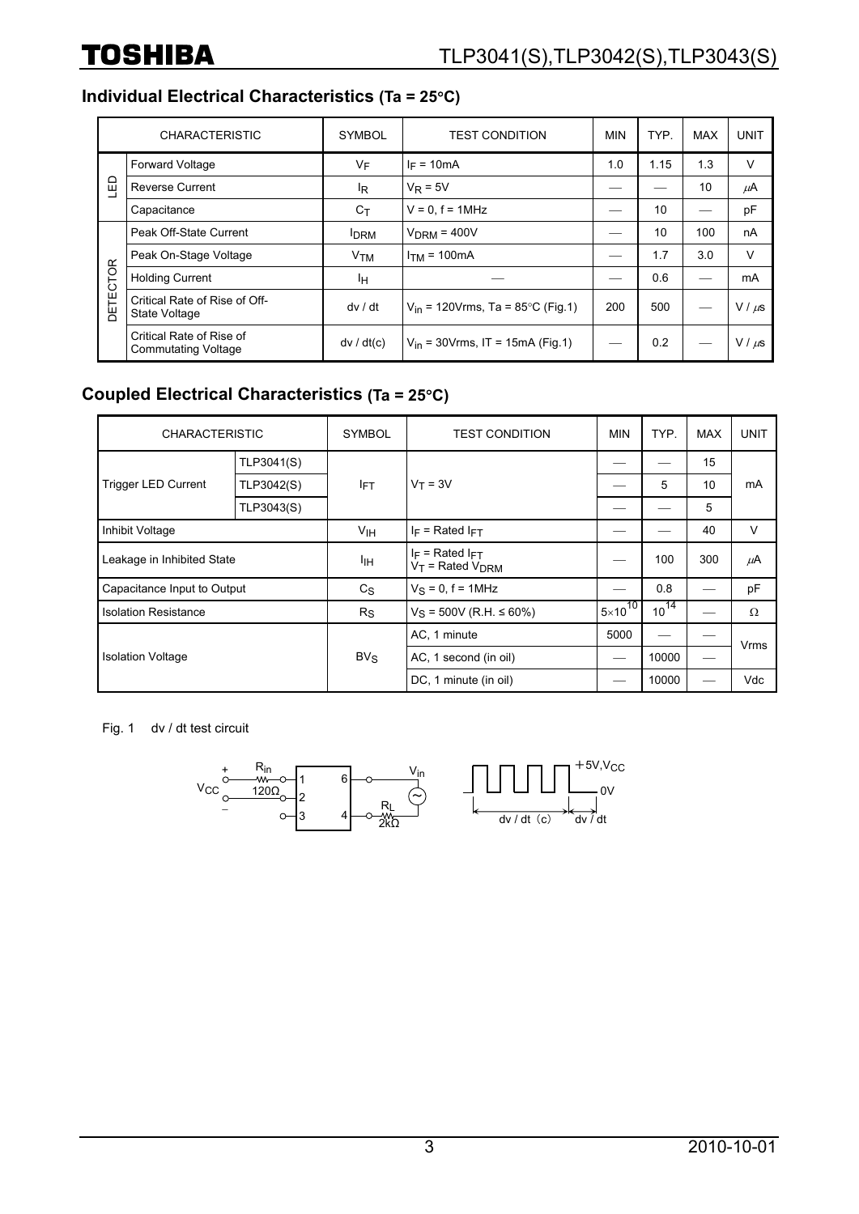## Individual Electrical Characteristics (Ta = 25°C)

| CHARACTERISTIC | | SYMBOL | TEST CONDITION | MIN | TYP. | MAX | UNIT |
|---|---|---|---|---|---|---|---|
| LED | Forward Voltage | $V_F$ | $I_F$ = 10mA | 1.0 | 1.15 | 1.3 | V |
| | Reverse Current | $I_R$ | $V_R$ = 5V | — | — | 10 | μA |
| | Capacitance | $C_T$ | V = 0, f = 1MHz | — | 10 | — | pF |
| DETECTOR | Peak Off-State Current | $I_{DRM}$ | $V_{DRM}$ = 400V | — | 10 | 100 | nA |
| | Peak On-Stage Voltage | $V_{TM}$ | $I_{TM}$ = 100mA | — | 1.7 | 3.0 | V |
| | Holding Current | $I_H$ | — | — | 0.6 | — | mA |
| | Critical Rate of Rise of Off-State Voltage | dv / dt | $V_{in}$ = 120Vrms, Ta = 85°C (Fig.1) | 200 | 500 | — | V / μs |
| | Critical Rate of Rise of Commutating Voltage | dv / dt(c) | $V_{in}$ = 30Vrms, IT = 15mA (Fig.1) | — | 0.2 | — | V / μs |

## Coupled Electrical Characteristics (Ta = 25°C)

| CHARACTERISTIC | | SYMBOL | TEST CONDITION | MIN | TYP. | MAX | UNIT |
|---|---|---|---|---|---|---|---|
| Trigger LED Current | TLP3041(S) | $I_{FT}$ | $V_T$ = 3V | — | — | 15 | mA |
| | TLP3042(S) | | | — | 5 | 10 | |
| | TLP3043(S) | | | — | — | 5 | |
| Inhibit Voltage | | $V_{IH}$ | $I_F$ = Rated $I_{FT}$ | — | — | 40 | V |
| Leakage in Inhibited State | | $I_{IH}$ | $I_F$ = Rated $I_{FT}$<br>$V_T$ = Rated $V_{DRM}$ | — | 100 | 300 | μA |
| Capacitance Input to Output | | $C_S$ | $V_S$ = 0, f = 1MHz | — | 0.8 | — | pF |
| Isolation Resistance | | $R_S$ | $V_S$ = 500V (R.H. ≤ 60%) | $5\times10^{10}$ | $10^{14}$ | — | Ω |
| Isolation Voltage | | $BV_S$ | AC, 1 minute | 5000 | — | — | Vrms |
| | | | AC, 1 second (in oil) | — | 10000 | — | |
| | | | DC, 1 minute (in oil) | — | 10000 | — | Vdc |

Fig. 1 dv / dt test circuit

$V_{CC}$ (+/−), $R_{in}$ 120Ω, pins 1, 2, 3, 6, 4, $R_L$ 2kΩ, $V_{in}$ ~

+5V, $V_{CC}$ — 0V — dv / dt (c) — dv / dt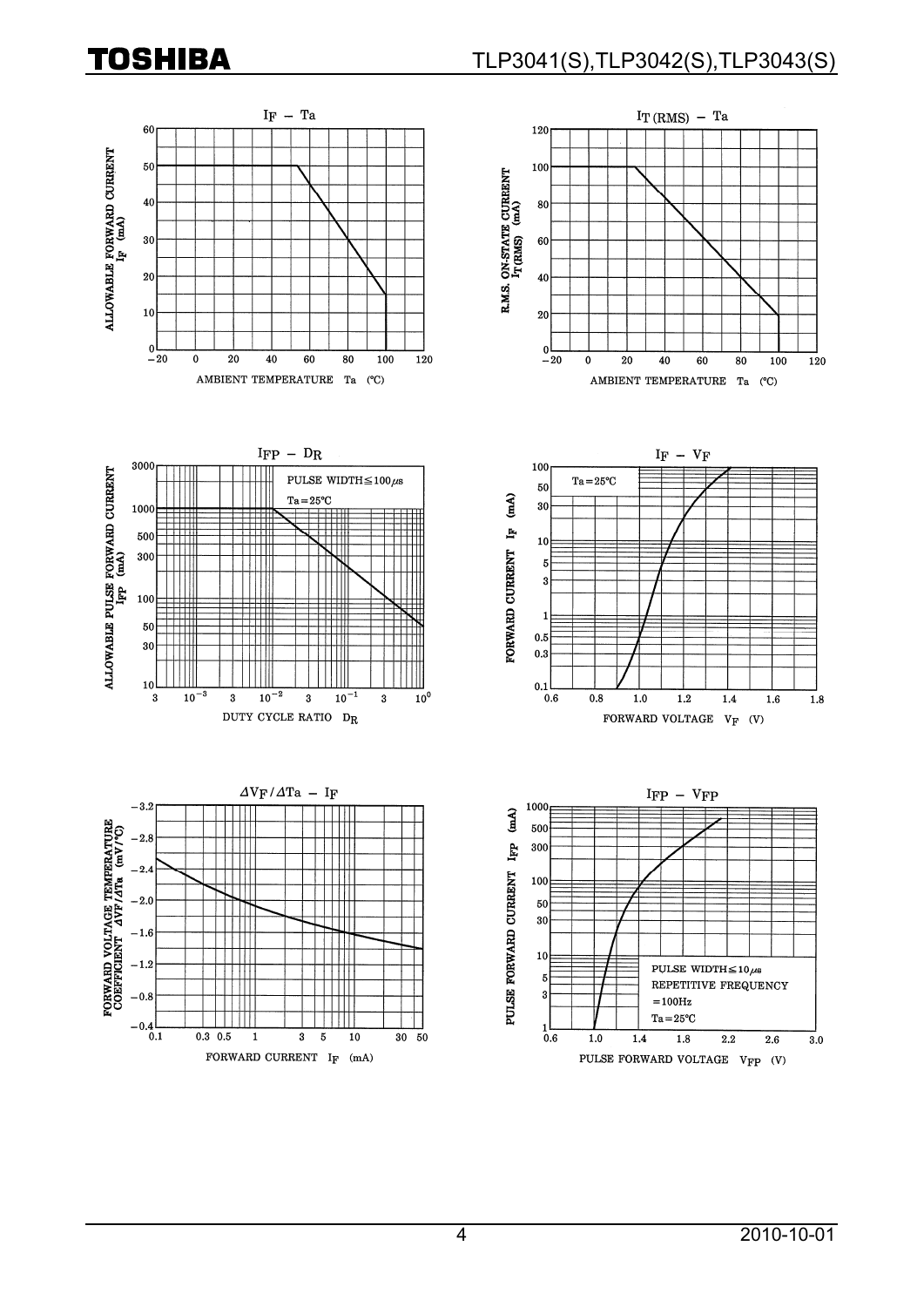$I_F$ – $T_a$

ALLOWABLE FORWARD CURRENT $I_F$ (mA)

AMBIENT TEMPERATURE $T_a$ (°C)

$I_{T(RMS)}$ – $T_a$

R.M.S. ON-STATE CURRENT $I_{T(RMS)}$ (mA)

AMBIENT TEMPERATURE $T_a$ (°C)

$I_{FP}$ – $D_R$

PULSE WIDTH ≤ 100 μs

$T_a$ = 25°C

ALLOWABLE PULSE FORWARD CURRENT $I_{FP}$ (mA)

DUTY CYCLE RATIO $D_R$

$I_F$ – $V_F$

$T_a$ = 25°C

FORWARD CURRENT $I_F$ (mA)

FORWARD VOLTAGE $V_F$ (V)

$\Delta V_F / \Delta T_a$ – $I_F$

FORWARD VOLTAGE TEMPERATURE COEFFICIENT $\Delta V_F / \Delta T_a$ (mV / °C)

FORWARD CURRENT $I_F$ (mA)

$I_{FP}$ – $V_{FP}$

PULSE WIDTH ≤ 10 μs

REPETITIVE FREQUENCY = 100Hz

$T_a$ = 25°C

PULSE FORWARD CURRENT $I_{FP}$ (mA)

PULSE FORWARD VOLTAGE $V_{FP}$ (V)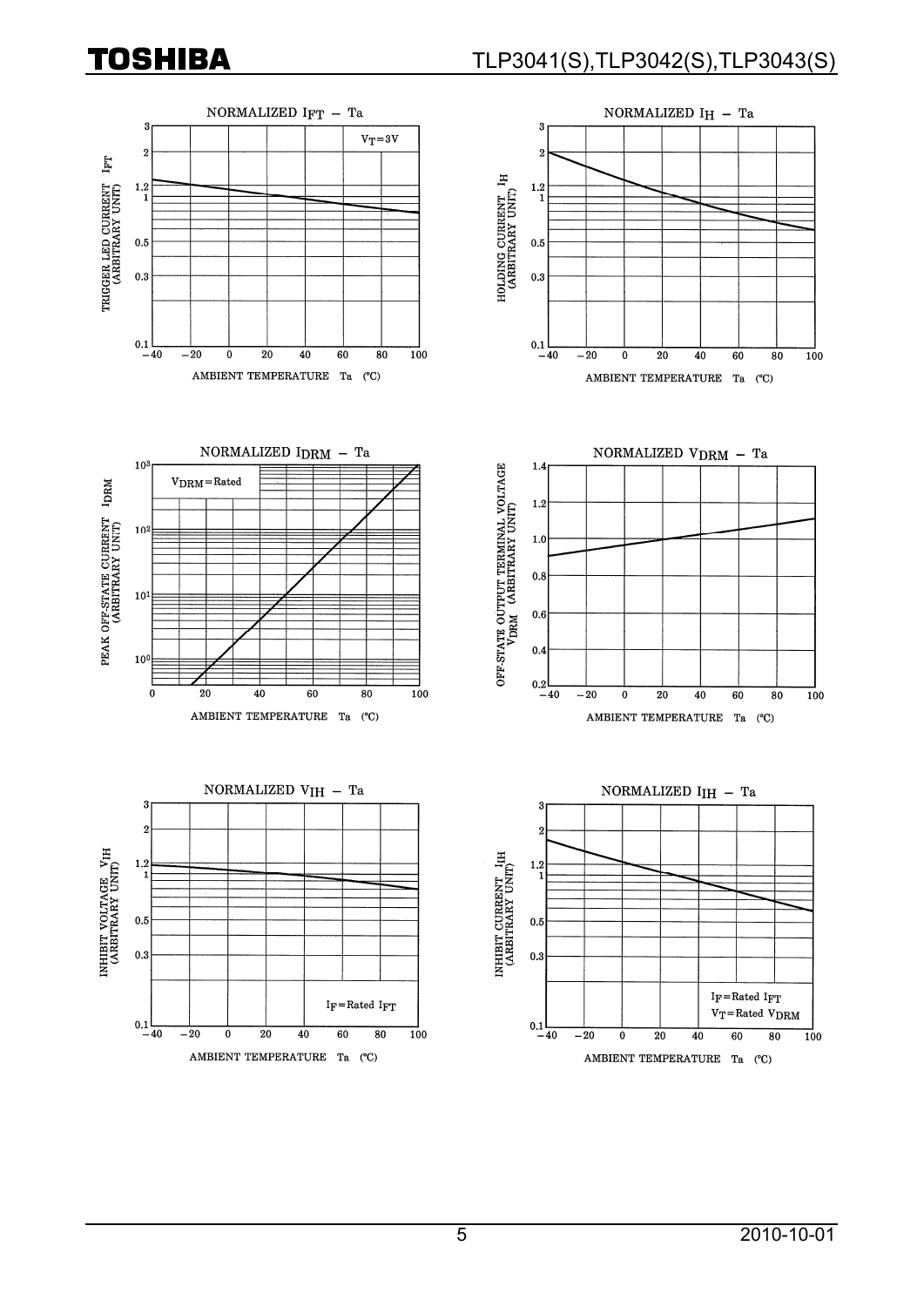NORMALIZED $I_{FT}$ – Ta

$V_T$=3V

TRIGGER LED CURRENT $I_{FT}$ (ARBITRARY UNIT)

AMBIENT TEMPERATURE Ta (°C)

NORMALIZED $I_H$ – Ta

HOLDING CURRENT $I_H$ (ARBITRARY UNIT)

AMBIENT TEMPERATURE Ta (°C)

NORMALIZED $I_{DRM}$ – Ta

$V_{DRM}$=Rated

PEAK OFF-STATE CURRENT $I_{DRM}$ (ARBITRARY UNIT)

AMBIENT TEMPERATURE Ta (°C)

NORMALIZED $V_{DRM}$ – Ta

OFF-STATE OUTPUT TERMINAL VOLTAGE $V_{DRM}$ (ARBITRARY UNIT)

AMBIENT TEMPERATURE Ta (°C)

NORMALIZED $V_{IH}$ – Ta

$I_F$=Rated $I_{FT}$

INHIBIT VOLTAGE $V_{IH}$ (ARBITRARY UNIT)

AMBIENT TEMPERATURE Ta (°C)

NORMALIZED $I_{IH}$ – Ta

$I_F$=Rated $I_{FT}$
$V_T$=Rated $V_{DRM}$

INHIBIT CURRENT $I_{IH}$ (ARBITRARY UNIT)

AMBIENT TEMPERATURE Ta (°C)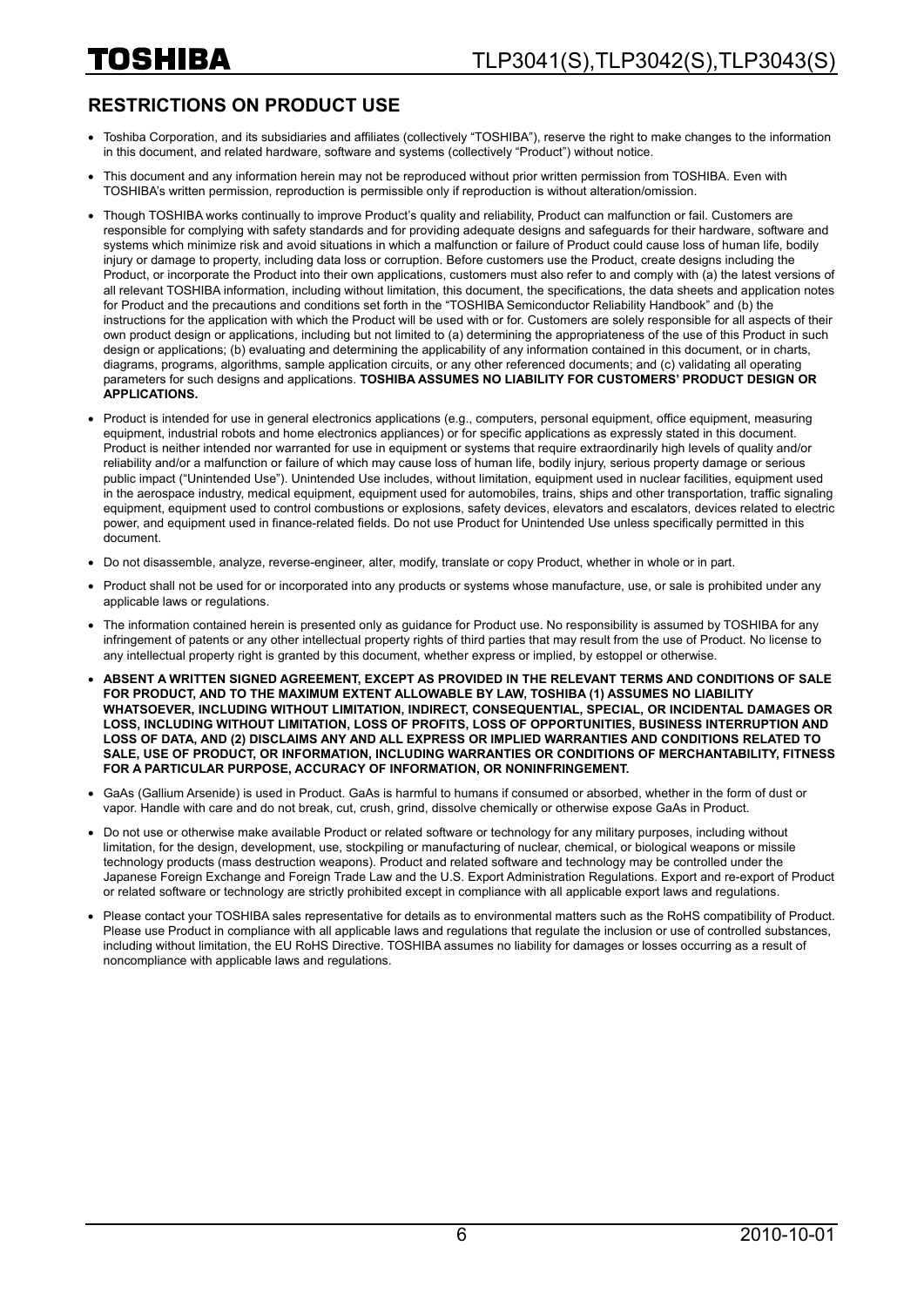## RESTRICTIONS ON PRODUCT USE

- Toshiba Corporation, and its subsidiaries and affiliates (collectively "TOSHIBA"), reserve the right to make changes to the information in this document, and related hardware, software and systems (collectively "Product") without notice.
- This document and any information herein may not be reproduced without prior written permission from TOSHIBA. Even with TOSHIBA's written permission, reproduction is permissible only if reproduction is without alteration/omission.
- Though TOSHIBA works continually to improve Product's quality and reliability, Product can malfunction or fail. Customers are responsible for complying with safety standards and for providing adequate designs and safeguards for their hardware, software and systems which minimize risk and avoid situations in which a malfunction or failure of Product could cause loss of human life, bodily injury or damage to property, including data loss or corruption. Before customers use the Product, create designs including the Product, or incorporate the Product into their own applications, customers must also refer to and comply with (a) the latest versions of all relevant TOSHIBA information, including without limitation, this document, the specifications, the data sheets and application notes for Product and the precautions and conditions set forth in the "TOSHIBA Semiconductor Reliability Handbook" and (b) the instructions for the application with which the Product will be used with or for. Customers are solely responsible for all aspects of their own product design or applications, including but not limited to (a) determining the appropriateness of the use of this Product in such design or applications; (b) evaluating and determining the applicability of any information contained in this document, or in charts, diagrams, programs, algorithms, sample application circuits, or any other referenced documents; and (c) validating all operating parameters for such designs and applications. **TOSHIBA ASSUMES NO LIABILITY FOR CUSTOMERS' PRODUCT DESIGN OR APPLICATIONS.**
- Product is intended for use in general electronics applications (e.g., computers, personal equipment, office equipment, measuring equipment, industrial robots and home electronics appliances) or for specific applications as expressly stated in this document. Product is neither intended nor warranted for use in equipment or systems that require extraordinarily high levels of quality and/or reliability and/or a malfunction or failure of which may cause loss of human life, bodily injury, serious property damage or serious public impact ("Unintended Use"). Unintended Use includes, without limitation, equipment used in nuclear facilities, equipment used in the aerospace industry, medical equipment, equipment used for automobiles, trains, ships and other transportation, traffic signaling equipment, equipment used to control combustions or explosions, safety devices, elevators and escalators, devices related to electric power, and equipment used in finance-related fields. Do not use Product for Unintended Use unless specifically permitted in this document.
- Do not disassemble, analyze, reverse-engineer, alter, modify, translate or copy Product, whether in whole or in part.
- Product shall not be used for or incorporated into any products or systems whose manufacture, use, or sale is prohibited under any applicable laws or regulations.
- The information contained herein is presented only as guidance for Product use. No responsibility is assumed by TOSHIBA for any infringement of patents or any other intellectual property rights of third parties that may result from the use of Product. No license to any intellectual property right is granted by this document, whether express or implied, by estoppel or otherwise.
- **ABSENT A WRITTEN SIGNED AGREEMENT, EXCEPT AS PROVIDED IN THE RELEVANT TERMS AND CONDITIONS OF SALE FOR PRODUCT, AND TO THE MAXIMUM EXTENT ALLOWABLE BY LAW, TOSHIBA (1) ASSUMES NO LIABILITY WHATSOEVER, INCLUDING WITHOUT LIMITATION, INDIRECT, CONSEQUENTIAL, SPECIAL, OR INCIDENTAL DAMAGES OR LOSS, INCLUDING WITHOUT LIMITATION, LOSS OF PROFITS, LOSS OF OPPORTUNITIES, BUSINESS INTERRUPTION AND LOSS OF DATA, AND (2) DISCLAIMS ANY AND ALL EXPRESS OR IMPLIED WARRANTIES AND CONDITIONS RELATED TO SALE, USE OF PRODUCT, OR INFORMATION, INCLUDING WARRANTIES OR CONDITIONS OF MERCHANTABILITY, FITNESS FOR A PARTICULAR PURPOSE, ACCURACY OF INFORMATION, OR NONINFRINGEMENT.**
- GaAs (Gallium Arsenide) is used in Product. GaAs is harmful to humans if consumed or absorbed, whether in the form of dust or vapor. Handle with care and do not break, cut, crush, grind, dissolve chemically or otherwise expose GaAs in Product.
- Do not use or otherwise make available Product or related software or technology for any military purposes, including without limitation, for the design, development, use, stockpiling or manufacturing of nuclear, chemical, or biological weapons or missile technology products (mass destruction weapons). Product and related software and technology may be controlled under the Japanese Foreign Exchange and Foreign Trade Law and the U.S. Export Administration Regulations. Export and re-export of Product or related software or technology are strictly prohibited except in compliance with all applicable export laws and regulations.
- Please contact your TOSHIBA sales representative for details as to environmental matters such as the RoHS compatibility of Product. Please use Product in compliance with all applicable laws and regulations that regulate the inclusion or use of controlled substances, including without limitation, the EU RoHS Directive. TOSHIBA assumes no liability for damages or losses occurring as a result of noncompliance with applicable laws and regulations.